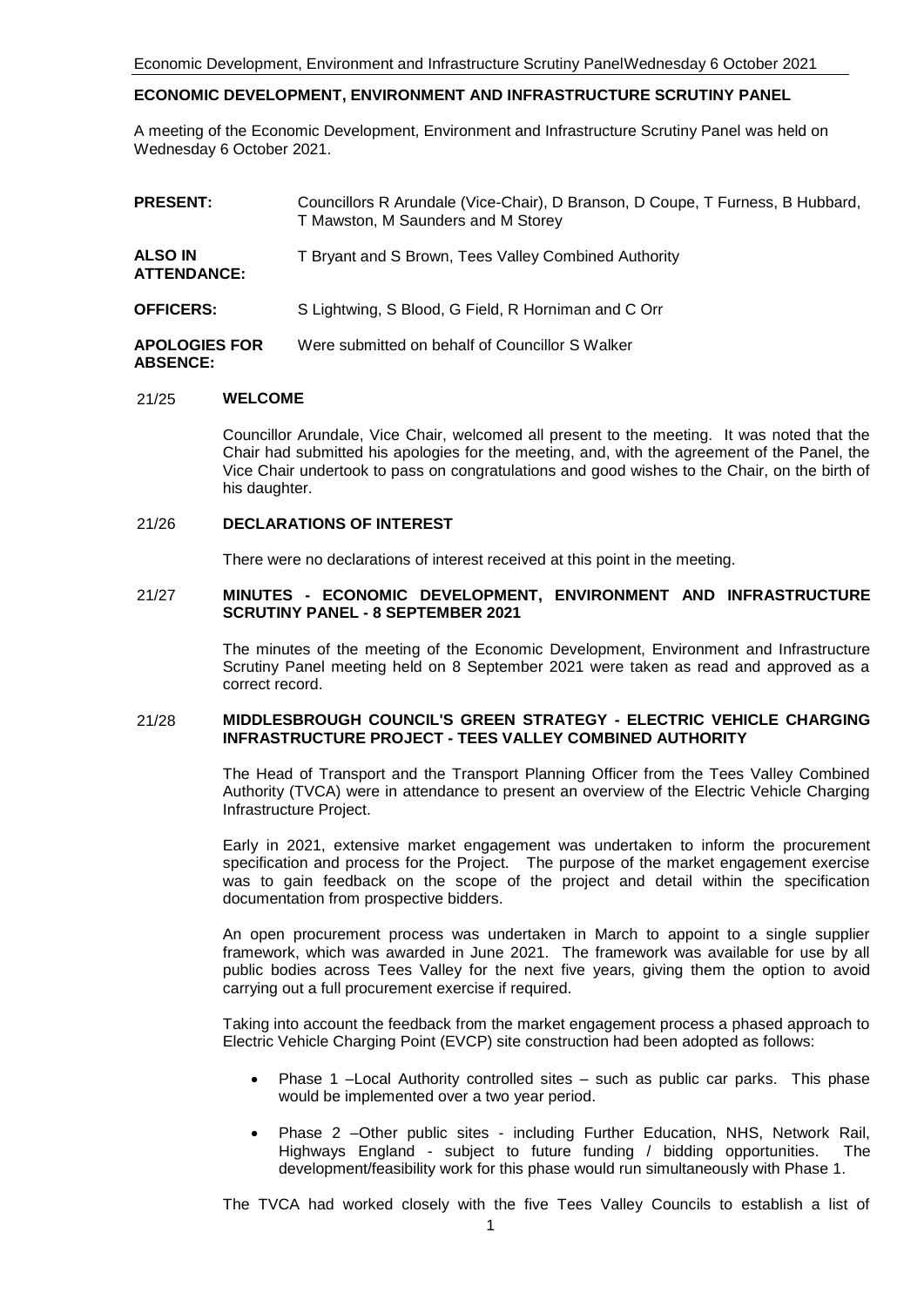## ECONOMIC DEVELOPMENT, ENVIRONMENT AND INFRASTRUCTURE SCRUTINY PANEL

A meeting of the Economic Development, Environment and Infrastructure Scrutiny Panel was held on Wednesday 6 October 2021.

| | |
|---|---|
| **PRESENT:** | Councillors R Arundale (Vice-Chair), D Branson, D Coupe, T Furness, B Hubbard, T Mawston, M Saunders and M Storey |
| **ALSO IN ATTENDANCE:** | T Bryant and S Brown, Tees Valley Combined Authority |
| **OFFICERS:** | S Lightwing, S Blood, G Field, R Horniman and C Orr |
| **APOLOGIES FOR ABSENCE:** | Were submitted on behalf of Councillor S Walker |

### 21/25 WELCOME

Councillor Arundale, Vice Chair, welcomed all present to the meeting. It was noted that the Chair had submitted his apologies for the meeting, and, with the agreement of the Panel, the Vice Chair undertook to pass on congratulations and good wishes to the Chair, on the birth of his daughter.

### 21/26 DECLARATIONS OF INTEREST

There were no declarations of interest received at this point in the meeting.

### 21/27 MINUTES - ECONOMIC DEVELOPMENT, ENVIRONMENT AND INFRASTRUCTURE SCRUTINY PANEL - 8 SEPTEMBER 2021

The minutes of the meeting of the Economic Development, Environment and Infrastructure Scrutiny Panel meeting held on 8 September 2021 were taken as read and approved as a correct record.

### 21/28 MIDDLESBROUGH COUNCIL'S GREEN STRATEGY - ELECTRIC VEHICLE CHARGING INFRASTRUCTURE PROJECT - TEES VALLEY COMBINED AUTHORITY

The Head of Transport and the Transport Planning Officer from the Tees Valley Combined Authority (TVCA) were in attendance to present an overview of the Electric Vehicle Charging Infrastructure Project.

Early in 2021, extensive market engagement was undertaken to inform the procurement specification and process for the Project. The purpose of the market engagement exercise was to gain feedback on the scope of the project and detail within the specification documentation from prospective bidders.

An open procurement process was undertaken in March to appoint to a single supplier framework, which was awarded in June 2021. The framework was available for use by all public bodies across Tees Valley for the next five years, giving them the option to avoid carrying out a full procurement exercise if required.

Taking into account the feedback from the market engagement process a phased approach to Electric Vehicle Charging Point (EVCP) site construction had been adopted as follows:

- Phase 1 –Local Authority controlled sites – such as public car parks. This phase would be implemented over a two year period.
- Phase 2 –Other public sites - including Further Education, NHS, Network Rail, Highways England - subject to future funding / bidding opportunities. The development/feasibility work for this phase would run simultaneously with Phase 1.

The TVCA had worked closely with the five Tees Valley Councils to establish a list of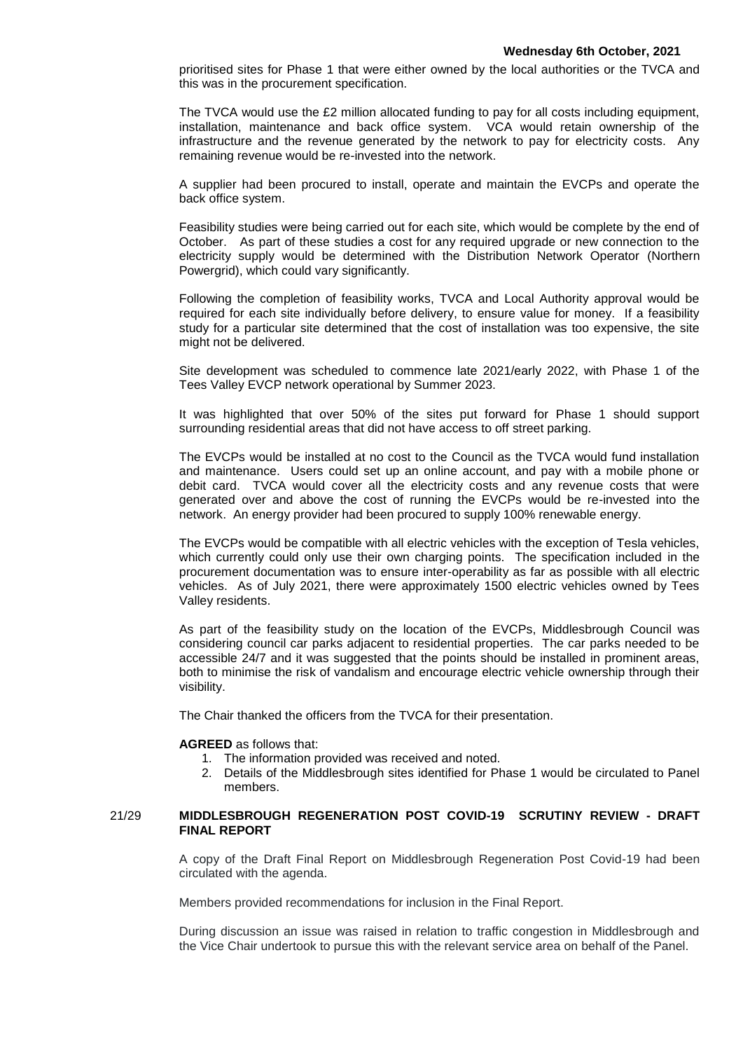prioritised sites for Phase 1 that were either owned by the local authorities or the TVCA and this was in the procurement specification.

The TVCA would use the £2 million allocated funding to pay for all costs including equipment, installation, maintenance and back office system. VCA would retain ownership of the infrastructure and the revenue generated by the network to pay for electricity costs. Any remaining revenue would be re-invested into the network.

A supplier had been procured to install, operate and maintain the EVCPs and operate the back office system.

Feasibility studies were being carried out for each site, which would be complete by the end of October. As part of these studies a cost for any required upgrade or new connection to the electricity supply would be determined with the Distribution Network Operator (Northern Powergrid), which could vary significantly.

Following the completion of feasibility works, TVCA and Local Authority approval would be required for each site individually before delivery, to ensure value for money. If a feasibility study for a particular site determined that the cost of installation was too expensive, the site might not be delivered.

Site development was scheduled to commence late 2021/early 2022, with Phase 1 of the Tees Valley EVCP network operational by Summer 2023.

It was highlighted that over 50% of the sites put forward for Phase 1 should support surrounding residential areas that did not have access to off street parking.

The EVCPs would be installed at no cost to the Council as the TVCA would fund installation and maintenance. Users could set up an online account, and pay with a mobile phone or debit card. TVCA would cover all the electricity costs and any revenue costs that were generated over and above the cost of running the EVCPs would be re-invested into the network. An energy provider had been procured to supply 100% renewable energy.

The EVCPs would be compatible with all electric vehicles with the exception of Tesla vehicles, which currently could only use their own charging points. The specification included in the procurement documentation was to ensure inter-operability as far as possible with all electric vehicles. As of July 2021, there were approximately 1500 electric vehicles owned by Tees Valley residents.

As part of the feasibility study on the location of the EVCPs, Middlesbrough Council was considering council car parks adjacent to residential properties. The car parks needed to be accessible 24/7 and it was suggested that the points should be installed in prominent areas, both to minimise the risk of vandalism and encourage electric vehicle ownership through their visibility.

The Chair thanked the officers from the TVCA for their presentation.

**AGREED** as follows that:

1. The information provided was received and noted.
2. Details of the Middlesbrough sites identified for Phase 1 would be circulated to Panel members.

## 21/29 MIDDLESBROUGH REGENERATION POST COVID-19 SCRUTINY REVIEW - DRAFT FINAL REPORT

A copy of the Draft Final Report on Middlesbrough Regeneration Post Covid-19 had been circulated with the agenda.

Members provided recommendations for inclusion in the Final Report.

During discussion an issue was raised in relation to traffic congestion in Middlesbrough and the Vice Chair undertook to pursue this with the relevant service area on behalf of the Panel.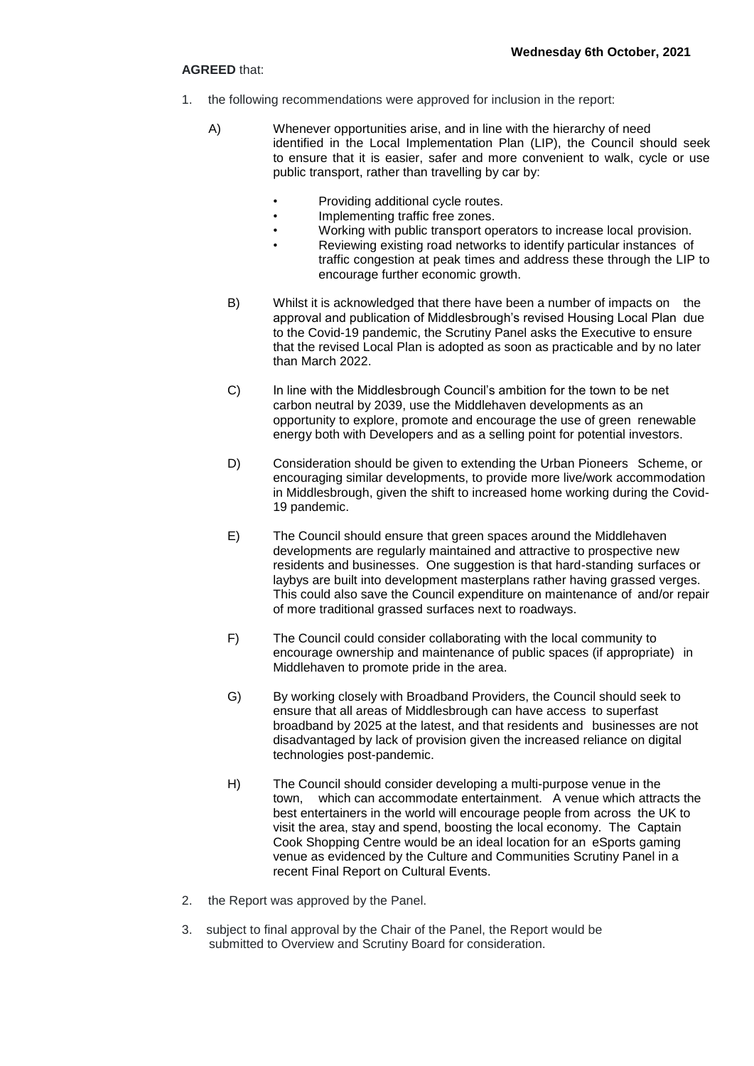**AGREED** that:

1. the following recommendations were approved for inclusion in the report:

   A) Whenever opportunities arise, and in line with the hierarchy of need identified in the Local Implementation Plan (LIP), the Council should seek to ensure that it is easier, safer and more convenient to walk, cycle or use public transport, rather than travelling by car by:

      - Providing additional cycle routes.
      - Implementing traffic free zones.
      - Working with public transport operators to increase local provision.
      - Reviewing existing road networks to identify particular instances of traffic congestion at peak times and address these through the LIP to encourage further economic growth.

   B) Whilst it is acknowledged that there have been a number of impacts on the approval and publication of Middlesbrough's revised Housing Local Plan due to the Covid-19 pandemic, the Scrutiny Panel asks the Executive to ensure that the revised Local Plan is adopted as soon as practicable and by no later than March 2022.

   C) In line with the Middlesbrough Council's ambition for the town to be net carbon neutral by 2039, use the Middlehaven developments as an opportunity to explore, promote and encourage the use of green renewable energy both with Developers and as a selling point for potential investors.

   D) Consideration should be given to extending the Urban Pioneers Scheme, or encouraging similar developments, to provide more live/work accommodation in Middlesbrough, given the shift to increased home working during the Covid-19 pandemic.

   E) The Council should ensure that green spaces around the Middlehaven developments are regularly maintained and attractive to prospective new residents and businesses. One suggestion is that hard-standing surfaces or laybys are built into development masterplans rather having grassed verges. This could also save the Council expenditure on maintenance of and/or repair of more traditional grassed surfaces next to roadways.

   F) The Council could consider collaborating with the local community to encourage ownership and maintenance of public spaces (if appropriate) in Middlehaven to promote pride in the area.

   G) By working closely with Broadband Providers, the Council should seek to ensure that all areas of Middlesbrough can have access to superfast broadband by 2025 at the latest, and that residents and businesses are not disadvantaged by lack of provision given the increased reliance on digital technologies post-pandemic.

   H) The Council should consider developing a multi-purpose venue in the town, which can accommodate entertainment. A venue which attracts the best entertainers in the world will encourage people from across the UK to visit the area, stay and spend, boosting the local economy. The Captain Cook Shopping Centre would be an ideal location for an eSports gaming venue as evidenced by the Culture and Communities Scrutiny Panel in a recent Final Report on Cultural Events.

2. the Report was approved by the Panel.

3. subject to final approval by the Chair of the Panel, the Report would be submitted to Overview and Scrutiny Board for consideration.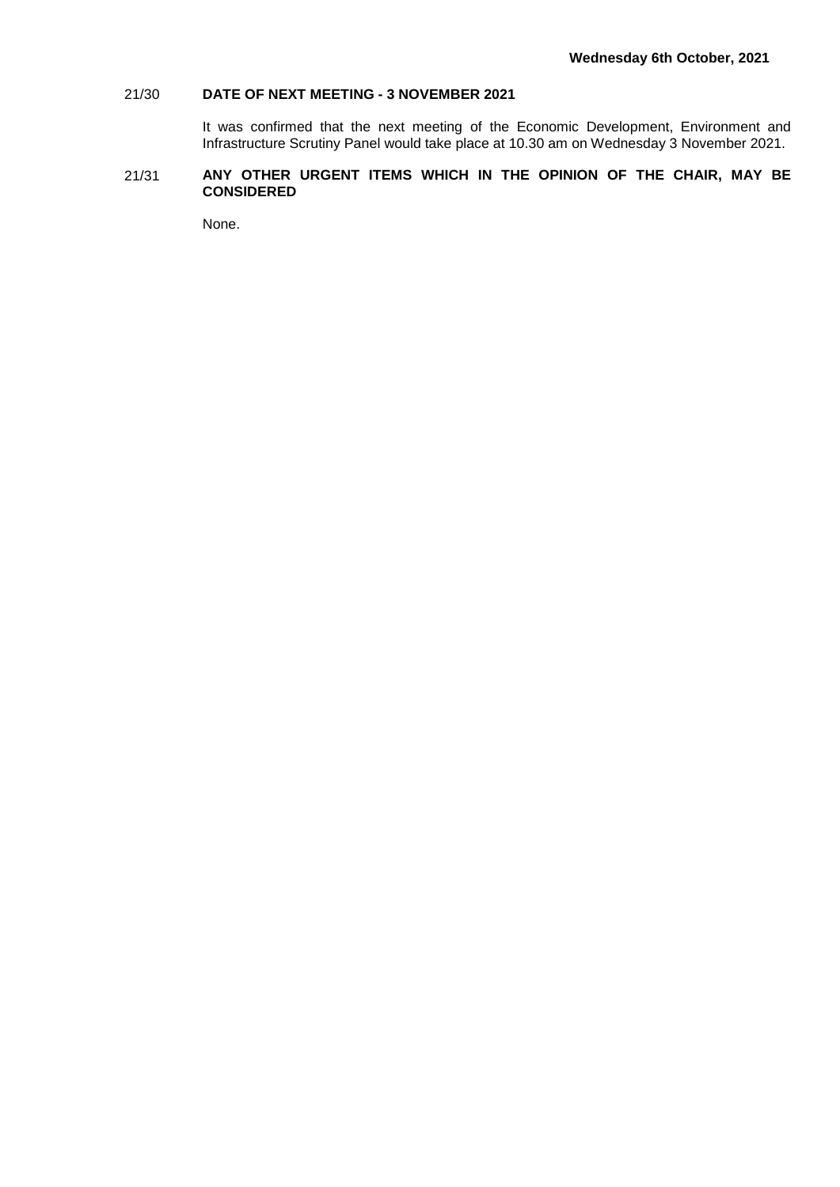**Wednesday 6th October, 2021**

21/30 **DATE OF NEXT MEETING - 3 NOVEMBER 2021**

It was confirmed that the next meeting of the Economic Development, Environment and Infrastructure Scrutiny Panel would take place at 10.30 am on Wednesday 3 November 2021.

21/31 **ANY OTHER URGENT ITEMS WHICH IN THE OPINION OF THE CHAIR, MAY BE CONSIDERED**

None.